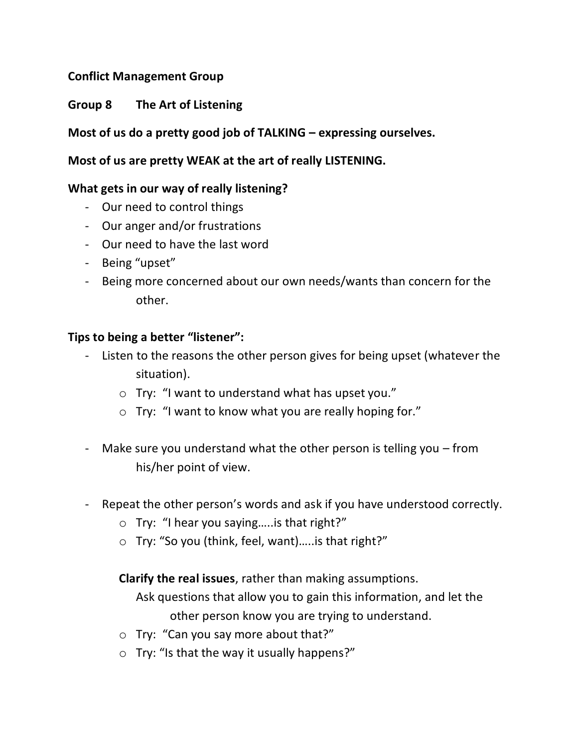**Conflict Management Group**

**Group 8 The Art of Listening**

**Most of us do a pretty good job of TALKING – expressing ourselves.**

**Most of us are pretty WEAK at the art of really LISTENING.**

**What gets in our way of really listening?**

- Our need to control things
- Our anger and/or frustrations
- Our need to have the last word
- Being "upset"
- Being more concerned about our own needs/wants than concern for the other.

**Tips to being a better "listener":**

- Listen to the reasons the other person gives for being upset (whatever the situation).
    - Try: "I want to understand what has upset you."
    - Try: "I want to know what you are really hoping for."

- Make sure you understand what the other person is telling you – from his/her point of view.

- Repeat the other person's words and ask if you have understood correctly.
    - Try: "I hear you saying…..is that right?"
    - Try: "So you (think, feel, want)…..is that right?"

    **Clarify the real issues**, rather than making assumptions.
    Ask questions that allow you to gain this information, and let the other person know you are trying to understand.
    - Try: "Can you say more about that?"
    - Try: "Is that the way it usually happens?"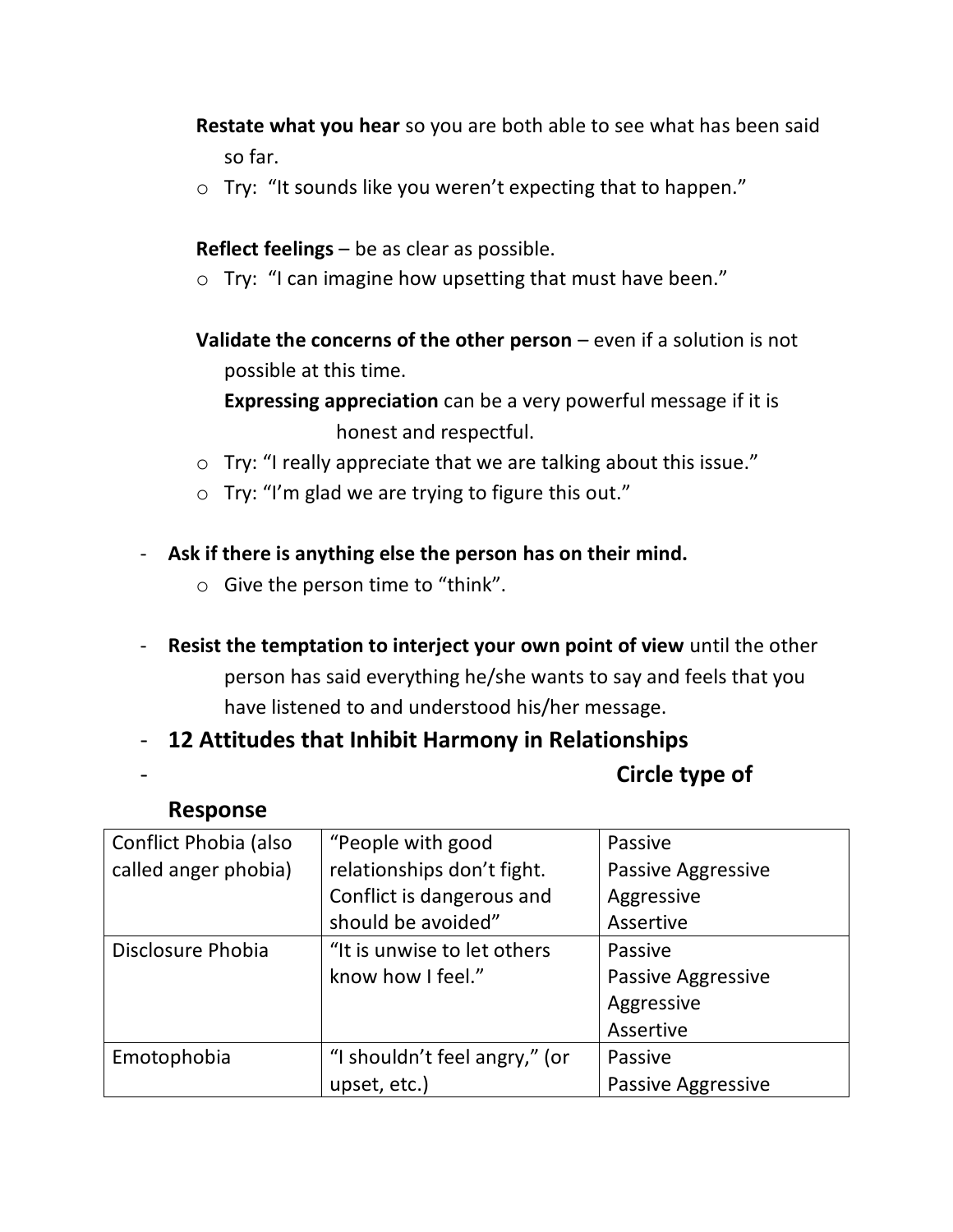**Restate what you hear** so you are both able to see what has been said so far.

- Try: "It sounds like you weren't expecting that to happen."

**Reflect feelings** – be as clear as possible.

- Try: "I can imagine how upsetting that must have been."

**Validate the concerns of the other person** – even if a solution is not possible at this time.

**Expressing appreciation** can be a very powerful message if it is honest and respectful.

- Try: "I really appreciate that we are talking about this issue."
- Try: "I'm glad we are trying to figure this out."

- **Ask if there is anything else the person has on their mind.**
  - Give the person time to "think".
- **Resist the temptation to interject your own point of view** until the other person has said everything he/she wants to say and feels that you have listened to and understood his/her message.
- **12 Attitudes that Inhibit Harmony in Relationships**
- **Circle type of Response**

| | | |
|---|---|---|
| Conflict Phobia (also called anger phobia) | "People with good relationships don't fight. Conflict is dangerous and should be avoided" | Passive<br>Passive Aggressive<br>Aggressive<br>Assertive |
| Disclosure Phobia | "It is unwise to let others know how I feel." | Passive<br>Passive Aggressive<br>Aggressive<br>Assertive |
| Emotophobia | "I shouldn't feel angry," (or upset, etc.) | Passive<br>Passive Aggressive |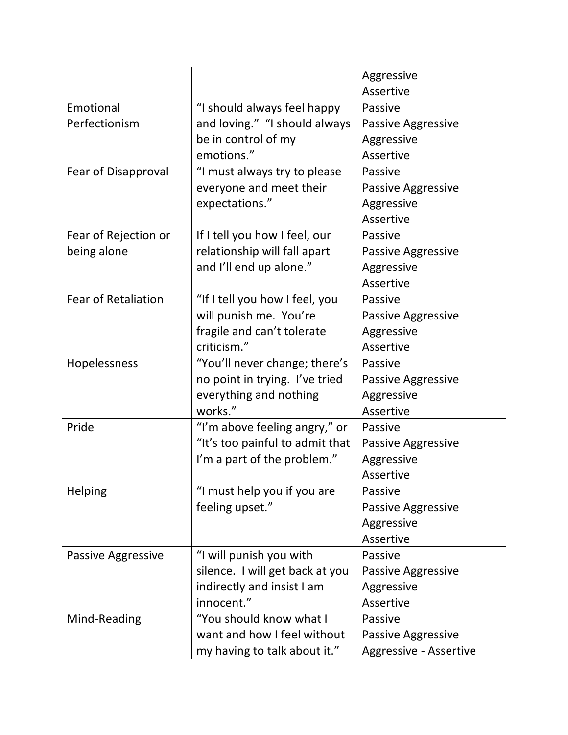| | | |
|---|---|---|
| | | Aggressive<br>Assertive |
| Emotional Perfectionism | “I should always feel happy and loving.” “I should always be in control of my emotions.” | Passive<br>Passive Aggressive<br>Aggressive<br>Assertive |
| Fear of Disapproval | “I must always try to please everyone and meet their expectations.” | Passive<br>Passive Aggressive<br>Aggressive<br>Assertive |
| Fear of Rejection or being alone | If I tell you how I feel, our relationship will fall apart and I’ll end up alone.” | Passive<br>Passive Aggressive<br>Aggressive<br>Assertive |
| Fear of Retaliation | “If I tell you how I feel, you will punish me. You’re fragile and can’t tolerate criticism.” | Passive<br>Passive Aggressive<br>Aggressive<br>Assertive |
| Hopelessness | “You’ll never change; there’s no point in trying. I’ve tried everything and nothing works.” | Passive<br>Passive Aggressive<br>Aggressive<br>Assertive |
| Pride | “I’m above feeling angry,” or “It’s too painful to admit that I’m a part of the problem.” | Passive<br>Passive Aggressive<br>Aggressive<br>Assertive |
| Helping | “I must help you if you are feeling upset.” | Passive<br>Passive Aggressive<br>Aggressive<br>Assertive |
| Passive Aggressive | “I will punish you with silence. I will get back at you indirectly and insist I am innocent.” | Passive<br>Passive Aggressive<br>Aggressive<br>Assertive |
| Mind-Reading | “You should know what I want and how I feel without my having to talk about it.” | Passive<br>Passive Aggressive<br>Aggressive - Assertive |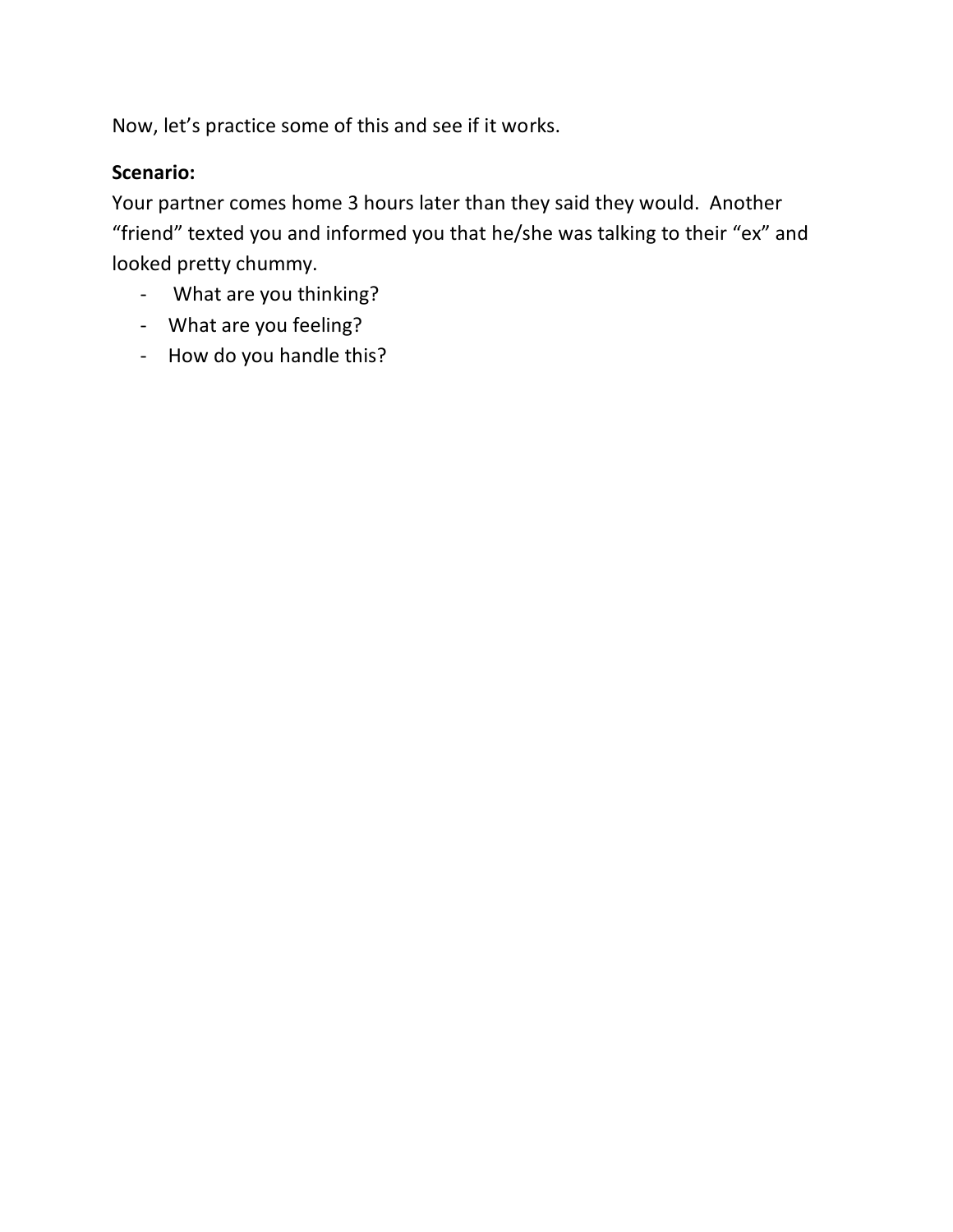Now, let's practice some of this and see if it works.

**Scenario:**

Your partner comes home 3 hours later than they said they would. Another "friend" texted you and informed you that he/she was talking to their "ex" and looked pretty chummy.

- What are you thinking?
- What are you feeling?
- How do you handle this?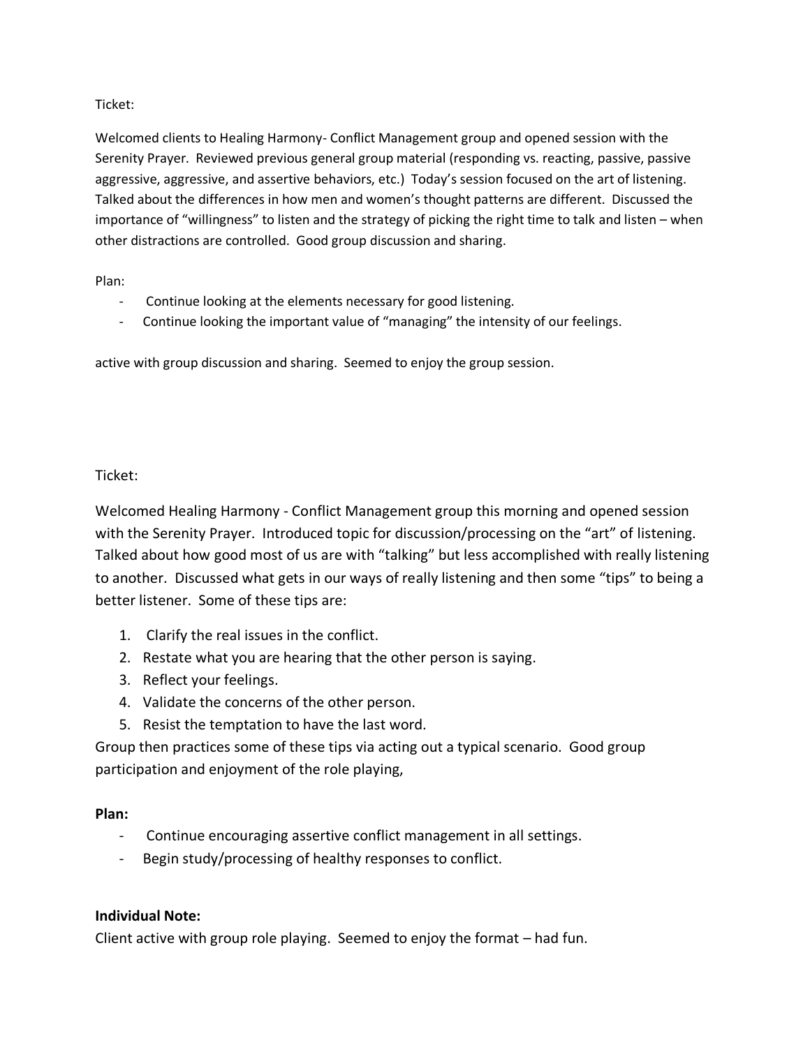Ticket:

Welcomed clients to Healing Harmony- Conflict Management group and opened session with the Serenity Prayer. Reviewed previous general group material (responding vs. reacting, passive, passive aggressive, aggressive, and assertive behaviors, etc.) Today's session focused on the art of listening. Talked about the differences in how men and women's thought patterns are different. Discussed the importance of "willingness" to listen and the strategy of picking the right time to talk and listen – when other distractions are controlled. Good group discussion and sharing.

Plan:

- Continue looking at the elements necessary for good listening.
- Continue looking the important value of "managing" the intensity of our feelings.

active with group discussion and sharing. Seemed to enjoy the group session.

Ticket:

Welcomed Healing Harmony - Conflict Management group this morning and opened session with the Serenity Prayer. Introduced topic for discussion/processing on the "art" of listening. Talked about how good most of us are with "talking" but less accomplished with really listening to another. Discussed what gets in our ways of really listening and then some "tips" to being a better listener. Some of these tips are:

1. Clarify the real issues in the conflict.
2. Restate what you are hearing that the other person is saying.
3. Reflect your feelings.
4. Validate the concerns of the other person.
5. Resist the temptation to have the last word.

Group then practices some of these tips via acting out a typical scenario. Good group participation and enjoyment of the role playing,

**Plan:**

- Continue encouraging assertive conflict management in all settings.
- Begin study/processing of healthy responses to conflict.

**Individual Note:**
Client active with group role playing. Seemed to enjoy the format – had fun.